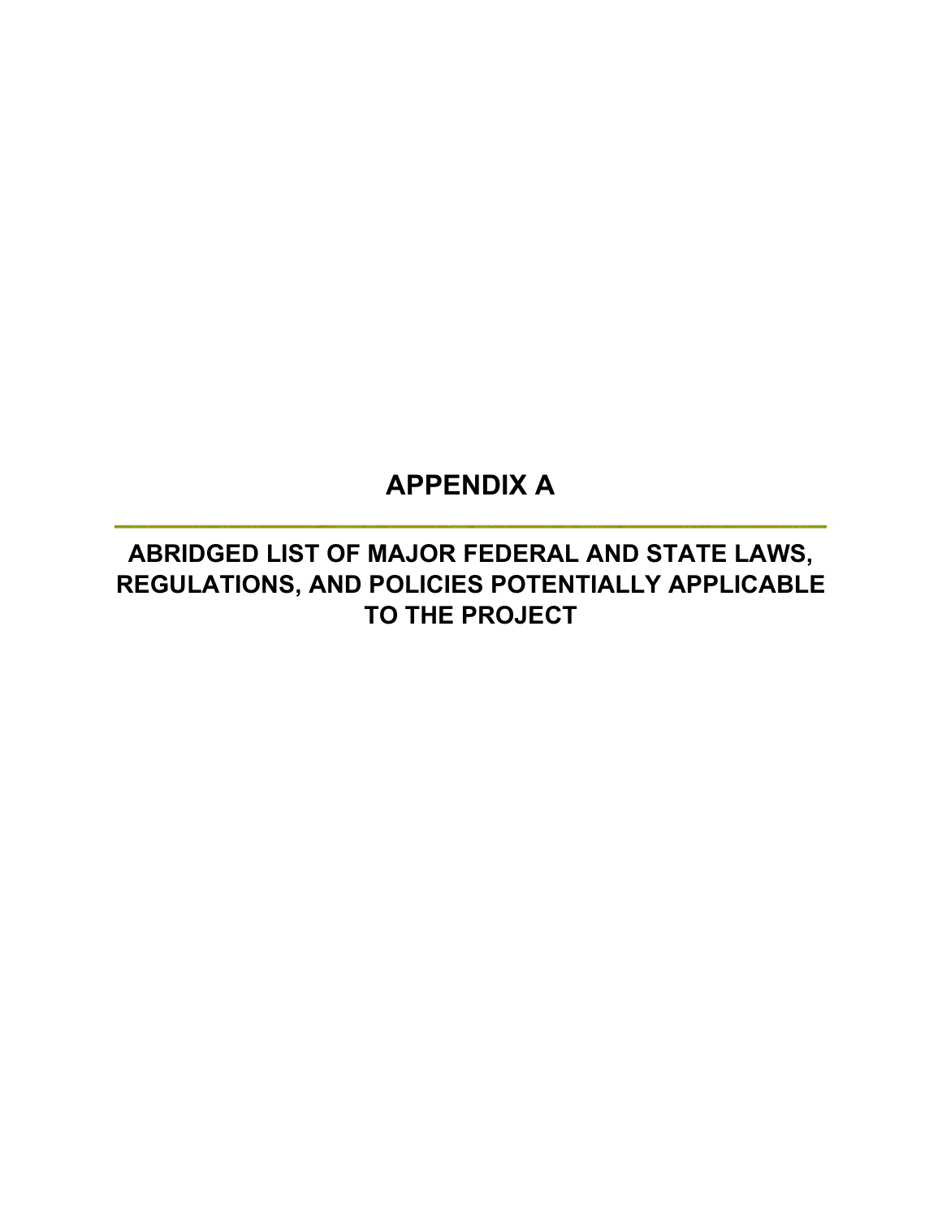# APPENDIX A

## ABRIDGED LIST OF MAJOR FEDERAL AND STATE LAWS, REGULATIONS, AND POLICIES POTENTIALLY APPLICABLE TO THE PROJECT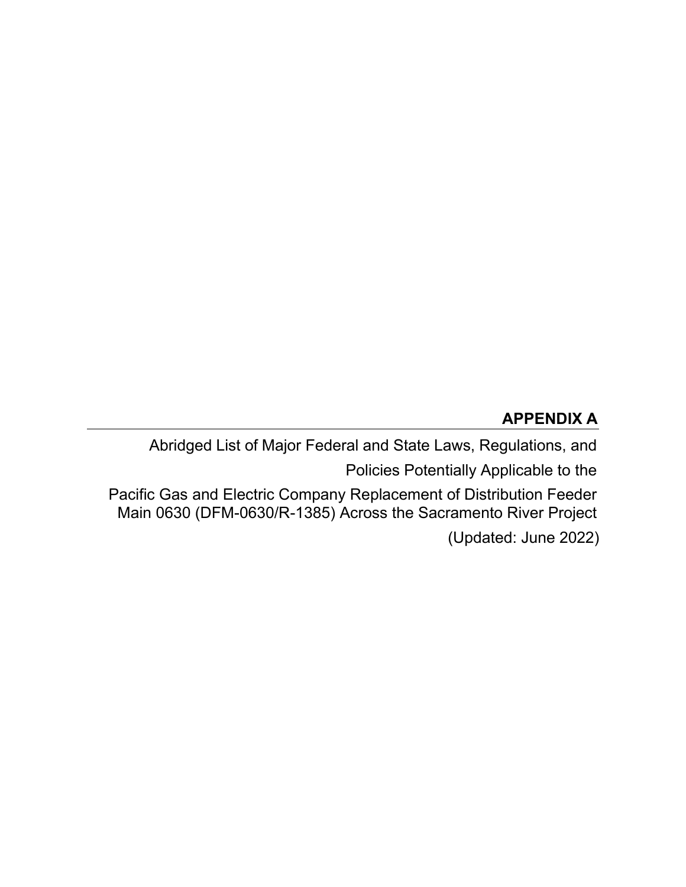# APPENDIX A

Abridged List of Major Federal and State Laws, Regulations, and Policies Potentially Applicable to the Pacific Gas and Electric Company Replacement of Distribution Feeder Main 0630 (DFM-0630/R-1385) Across the Sacramento River Project

(Updated: June 2022)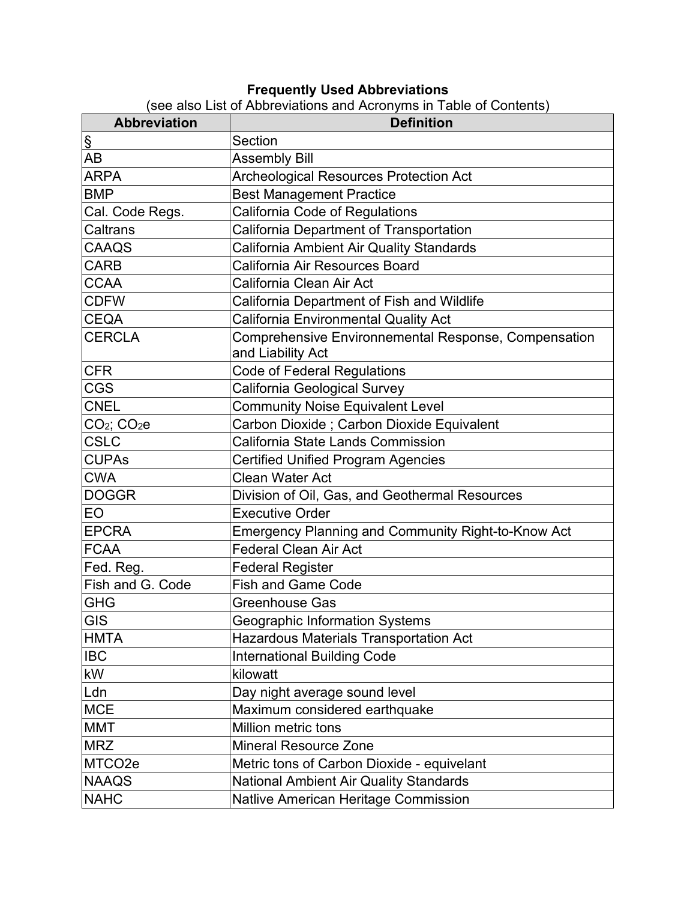**Frequently Used Abbreviations**

(see also List of Abbreviations and Acronyms in Table of Contents)

| Abbreviation | Definition |
|---|---|
| § | Section |
| AB | Assembly Bill |
| ARPA | Archeological Resources Protection Act |
| BMP | Best Management Practice |
| Cal. Code Regs. | California Code of Regulations |
| Caltrans | California Department of Transportation |
| CAAQS | California Ambient Air Quality Standards |
| CARB | California Air Resources Board |
| CCAA | California Clean Air Act |
| CDFW | California Department of Fish and Wildlife |
| CEQA | California Environmental Quality Act |
| CERCLA | Comprehensive Environnemental Response, Compensation and Liability Act |
| CFR | Code of Federal Regulations |
| CGS | California Geological Survey |
| CNEL | Community Noise Equivalent Level |
| $CO_2$; $CO_2e$ | Carbon Dioxide ; Carbon Dioxide Equivalent |
| CSLC | California State Lands Commission |
| CUPAs | Certified Unified Program Agencies |
| CWA | Clean Water Act |
| DOGGR | Division of Oil, Gas, and Geothermal Resources |
| EO | Executive Order |
| EPCRA | Emergency Planning and Community Right-to-Know Act |
| FCAA | Federal Clean Air Act |
| Fed. Reg. | Federal Register |
| Fish and G. Code | Fish and Game Code |
| GHG | Greenhouse Gas |
| GIS | Geographic Information Systems |
| HMTA | Hazardous Materials Transportation Act |
| IBC | International Building Code |
| kW | kilowatt |
| Ldn | Day night average sound level |
| MCE | Maximum considered earthquake |
| MMT | Million metric tons |
| MRZ | Mineral Resource Zone |
| MTCO2e | Metric tons of Carbon Dioxide - equivelant |
| NAAQS | National Ambient Air Quality Standards |
| NAHC | Natlive American Heritage Commission |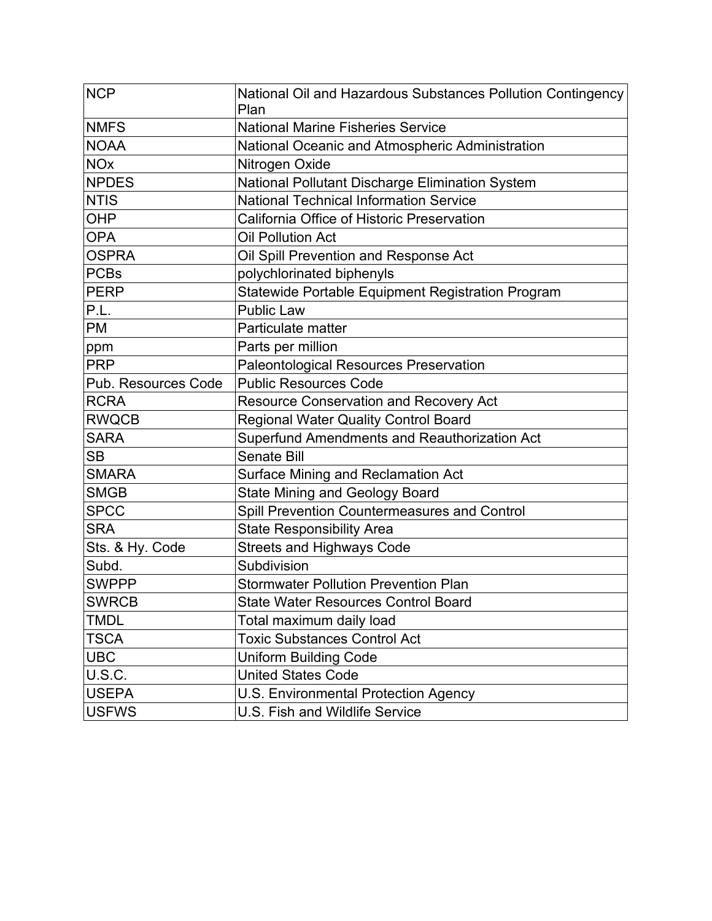| NCP | National Oil and Hazardous Substances Pollution Contingency Plan |
|---|---|
| NMFS | National Marine Fisheries Service |
| NOAA | National Oceanic and Atmospheric Administration |
| NOx | Nitrogen Oxide |
| NPDES | National Pollutant Discharge Elimination System |
| NTIS | National Technical Information Service |
| OHP | California Office of Historic Preservation |
| OPA | Oil Pollution Act |
| OSPRA | Oil Spill Prevention and Response Act |
| PCBs | polychlorinated biphenyls |
| PERP | Statewide Portable Equipment Registration Program |
| P.L. | Public Law |
| PM | Particulate matter |
| ppm | Parts per million |
| PRP | Paleontological Resources Preservation |
| Pub. Resources Code | Public Resources Code |
| RCRA | Resource Conservation and Recovery Act |
| RWQCB | Regional Water Quality Control Board |
| SARA | Superfund Amendments and Reauthorization Act |
| SB | Senate Bill |
| SMARA | Surface Mining and Reclamation Act |
| SMGB | State Mining and Geology Board |
| SPCC | Spill Prevention Countermeasures and Control |
| SRA | State Responsibility Area |
| Sts. & Hy. Code | Streets and Highways Code |
| Subd. | Subdivision |
| SWPPP | Stormwater Pollution Prevention Plan |
| SWRCB | State Water Resources Control Board |
| TMDL | Total maximum daily load |
| TSCA | Toxic Substances Control Act |
| UBC | Uniform Building Code |
| U.S.C. | United States Code |
| USEPA | U.S. Environmental Protection Agency |
| USFWS | U.S. Fish and Wildlife Service |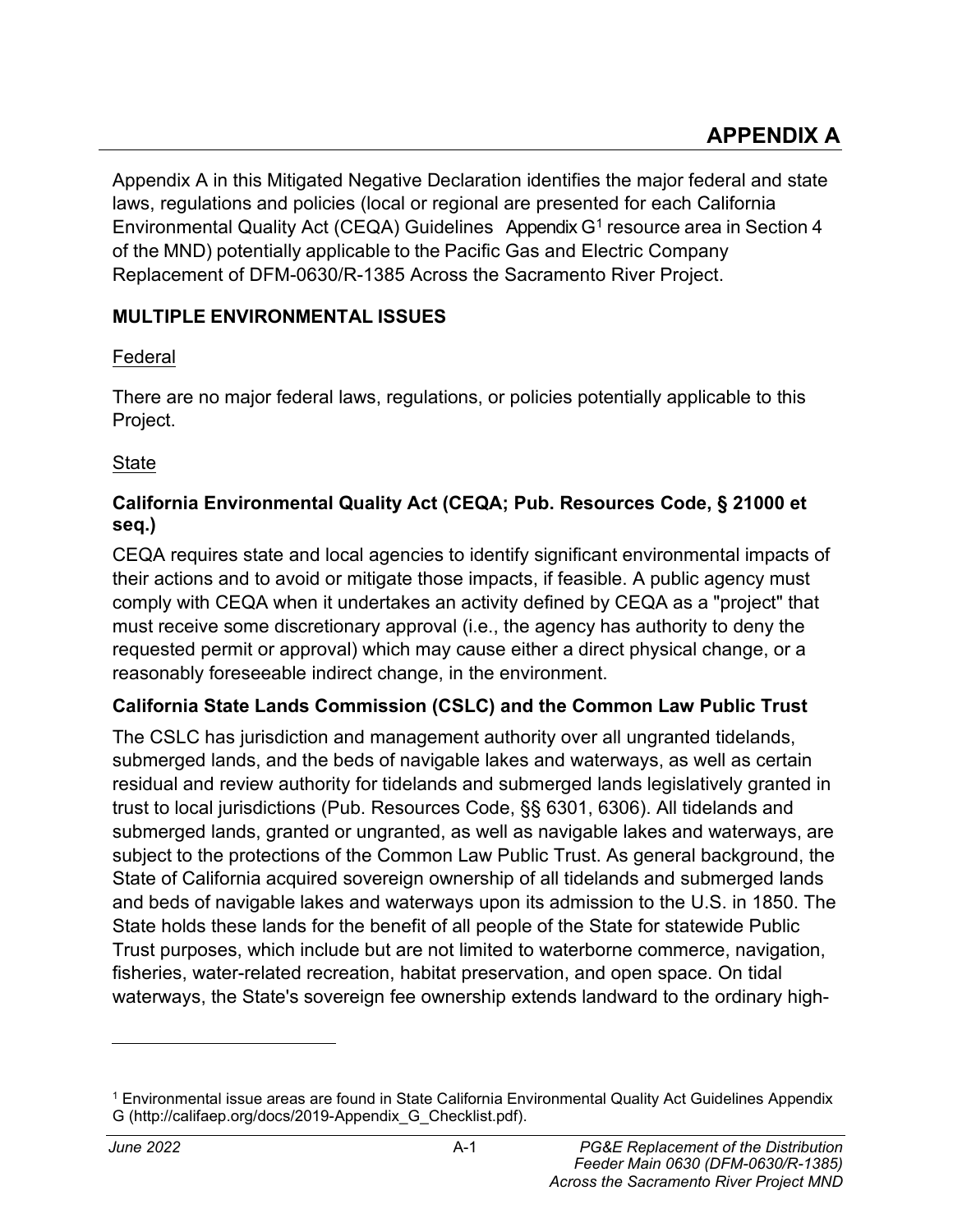# APPENDIX A

Appendix A in this Mitigated Negative Declaration identifies the major federal and state laws, regulations and policies (local or regional are presented for each California Environmental Quality Act (CEQA) Guidelines Appendix G[1] resource area in Section 4 of the MND) potentially applicable to the Pacific Gas and Electric Company Replacement of DFM-0630/R-1385 Across the Sacramento River Project.

## MULTIPLE ENVIRONMENTAL ISSUES

### Federal

There are no major federal laws, regulations, or policies potentially applicable to this Project.

### State

#### California Environmental Quality Act (CEQA; Pub. Resources Code, § 21000 et seq.)

CEQA requires state and local agencies to identify significant environmental impacts of their actions and to avoid or mitigate those impacts, if feasible. A public agency must comply with CEQA when it undertakes an activity defined by CEQA as a "project" that must receive some discretionary approval (i.e., the agency has authority to deny the requested permit or approval) which may cause either a direct physical change, or a reasonably foreseeable indirect change, in the environment.

#### California State Lands Commission (CSLC) and the Common Law Public Trust

The CSLC has jurisdiction and management authority over all ungranted tidelands, submerged lands, and the beds of navigable lakes and waterways, as well as certain residual and review authority for tidelands and submerged lands legislatively granted in trust to local jurisdictions (Pub. Resources Code, §§ 6301, 6306). All tidelands and submerged lands, granted or ungranted, as well as navigable lakes and waterways, are subject to the protections of the Common Law Public Trust. As general background, the State of California acquired sovereign ownership of all tidelands and submerged lands and beds of navigable lakes and waterways upon its admission to the U.S. in 1850. The State holds these lands for the benefit of all people of the State for statewide Public Trust purposes, which include but are not limited to waterborne commerce, navigation, fisheries, water-related recreation, habitat preservation, and open space. On tidal waterways, the State's sovereign fee ownership extends landward to the ordinary high-

[1] Environmental issue areas are found in State California Environmental Quality Act Guidelines Appendix G (http://califaep.org/docs/2019-Appendix_G_Checklist.pdf).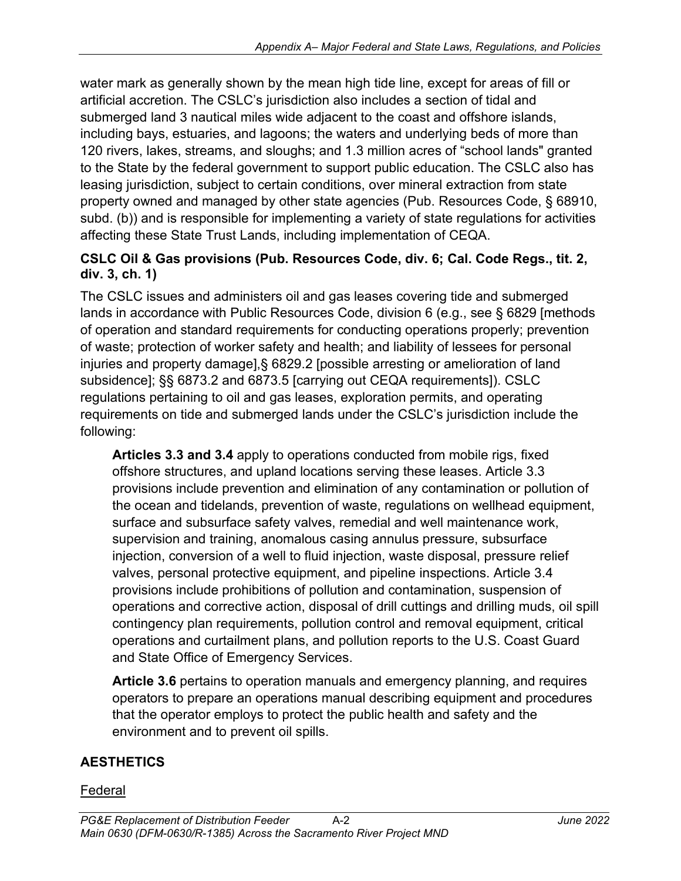water mark as generally shown by the mean high tide line, except for areas of fill or artificial accretion. The CSLC's jurisdiction also includes a section of tidal and submerged land 3 nautical miles wide adjacent to the coast and offshore islands, including bays, estuaries, and lagoons; the waters and underlying beds of more than 120 rivers, lakes, streams, and sloughs; and 1.3 million acres of "school lands" granted to the State by the federal government to support public education. The CSLC also has leasing jurisdiction, subject to certain conditions, over mineral extraction from state property owned and managed by other state agencies (Pub. Resources Code, § 68910, subd. (b)) and is responsible for implementing a variety of state regulations for activities affecting these State Trust Lands, including implementation of CEQA.

**CSLC Oil & Gas provisions (Pub. Resources Code, div. 6; Cal. Code Regs., tit. 2, div. 3, ch. 1)**

The CSLC issues and administers oil and gas leases covering tide and submerged lands in accordance with Public Resources Code, division 6 (e.g., see § 6829 [methods of operation and standard requirements for conducting operations properly; prevention of waste; protection of worker safety and health; and liability of lessees for personal injuries and property damage],§ 6829.2 [possible arresting or amelioration of land subsidence]; §§ 6873.2 and 6873.5 [carrying out CEQA requirements]). CSLC regulations pertaining to oil and gas leases, exploration permits, and operating requirements on tide and submerged lands under the CSLC's jurisdiction include the following:

**Articles 3.3 and 3.4** apply to operations conducted from mobile rigs, fixed offshore structures, and upland locations serving these leases. Article 3.3 provisions include prevention and elimination of any contamination or pollution of the ocean and tidelands, prevention of waste, regulations on wellhead equipment, surface and subsurface safety valves, remedial and well maintenance work, supervision and training, anomalous casing annulus pressure, subsurface injection, conversion of a well to fluid injection, waste disposal, pressure relief valves, personal protective equipment, and pipeline inspections. Article 3.4 provisions include prohibitions of pollution and contamination, suspension of operations and corrective action, disposal of drill cuttings and drilling muds, oil spill contingency plan requirements, pollution control and removal equipment, critical operations and curtailment plans, and pollution reports to the U.S. Coast Guard and State Office of Emergency Services.

**Article 3.6** pertains to operation manuals and emergency planning, and requires operators to prepare an operations manual describing equipment and procedures that the operator employs to protect the public health and safety and the environment and to prevent oil spills.

## AESTHETICS

Federal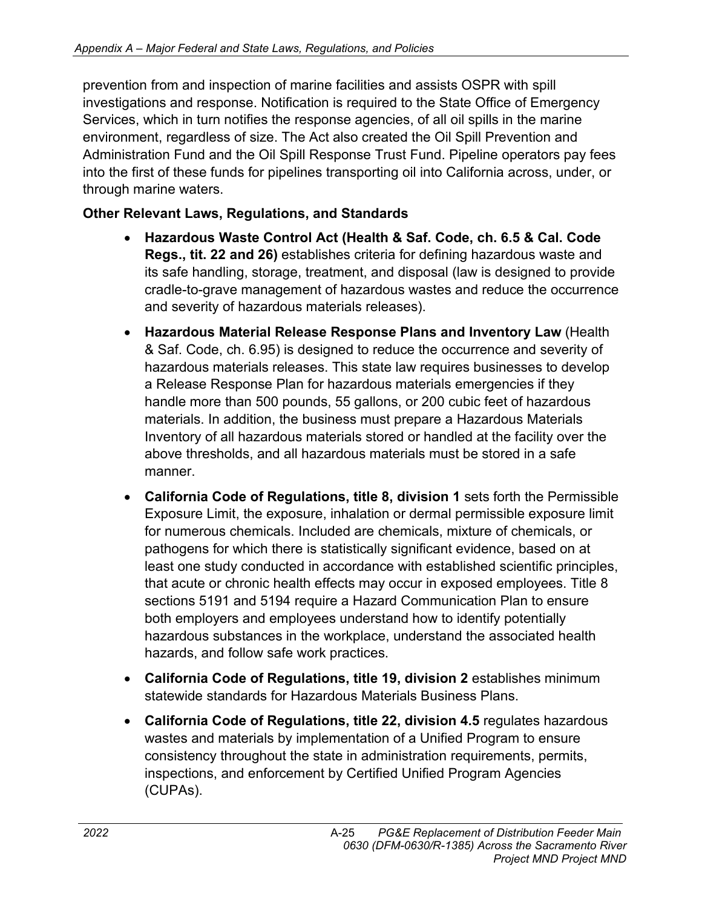prevention from and inspection of marine facilities and assists OSPR with spill investigations and response. Notification is required to the State Office of Emergency Services, which in turn notifies the response agencies, of all oil spills in the marine environment, regardless of size. The Act also created the Oil Spill Prevention and Administration Fund and the Oil Spill Response Trust Fund. Pipeline operators pay fees into the first of these funds for pipelines transporting oil into California across, under, or through marine waters.

**Other Relevant Laws, Regulations, and Standards**

- **Hazardous Waste Control Act (Health & Saf. Code, ch. 6.5 & Cal. Code Regs., tit. 22 and 26)** establishes criteria for defining hazardous waste and its safe handling, storage, treatment, and disposal (law is designed to provide cradle-to-grave management of hazardous wastes and reduce the occurrence and severity of hazardous materials releases).
- **Hazardous Material Release Response Plans and Inventory Law** (Health & Saf. Code, ch. 6.95) is designed to reduce the occurrence and severity of hazardous materials releases. This state law requires businesses to develop a Release Response Plan for hazardous materials emergencies if they handle more than 500 pounds, 55 gallons, or 200 cubic feet of hazardous materials. In addition, the business must prepare a Hazardous Materials Inventory of all hazardous materials stored or handled at the facility over the above thresholds, and all hazardous materials must be stored in a safe manner.
- **California Code of Regulations, title 8, division 1** sets forth the Permissible Exposure Limit, the exposure, inhalation or dermal permissible exposure limit for numerous chemicals. Included are chemicals, mixture of chemicals, or pathogens for which there is statistically significant evidence, based on at least one study conducted in accordance with established scientific principles, that acute or chronic health effects may occur in exposed employees. Title 8 sections 5191 and 5194 require a Hazard Communication Plan to ensure both employers and employees understand how to identify potentially hazardous substances in the workplace, understand the associated health hazards, and follow safe work practices.
- **California Code of Regulations, title 19, division 2** establishes minimum statewide standards for Hazardous Materials Business Plans.
- **California Code of Regulations, title 22, division 4.5** regulates hazardous wastes and materials by implementation of a Unified Program to ensure consistency throughout the state in administration requirements, permits, inspections, and enforcement by Certified Unified Program Agencies (CUPAs).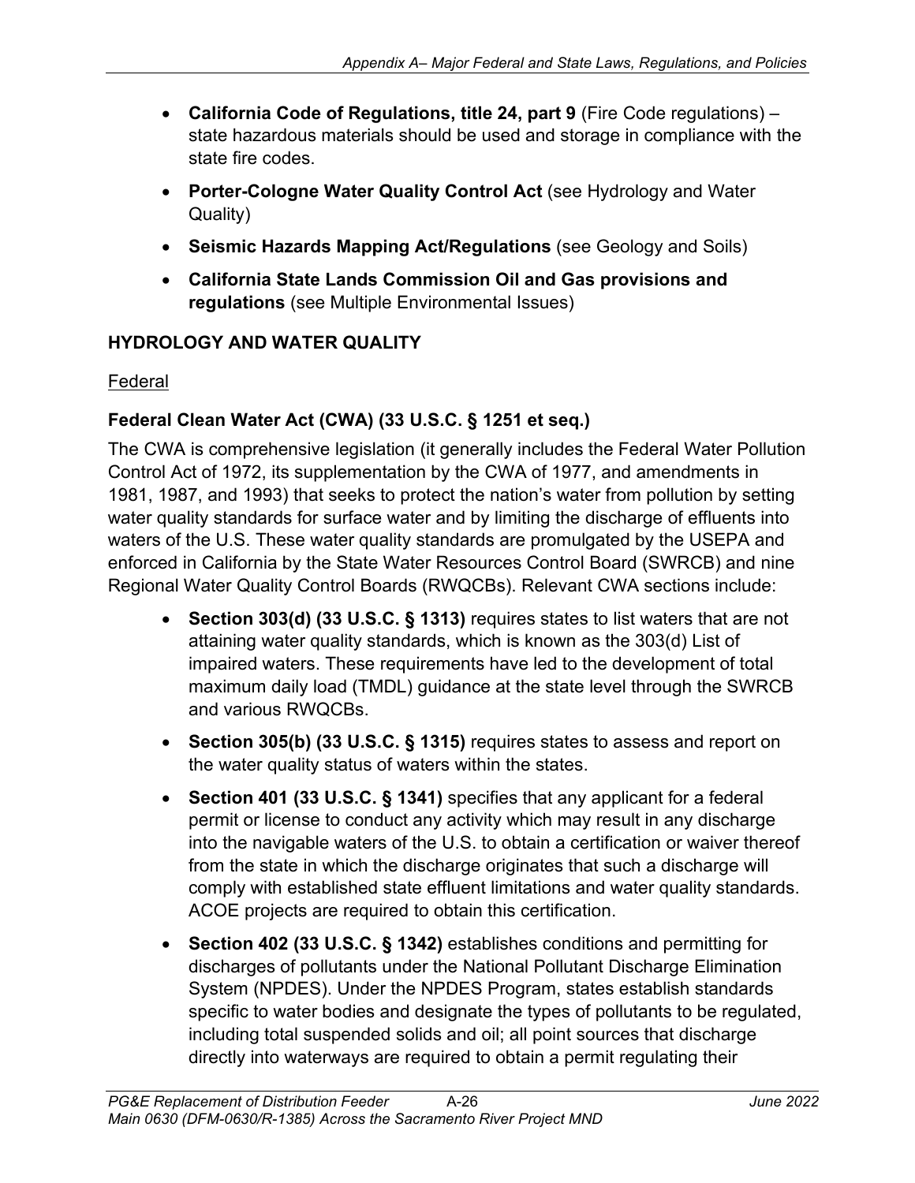- **California Code of Regulations, title 24, part 9** (Fire Code regulations) – state hazardous materials should be used and storage in compliance with the state fire codes.
- **Porter-Cologne Water Quality Control Act** (see Hydrology and Water Quality)
- **Seismic Hazards Mapping Act/Regulations** (see Geology and Soils)
- **California State Lands Commission Oil and Gas provisions and regulations** (see Multiple Environmental Issues)

## HYDROLOGY AND WATER QUALITY

Federal

### Federal Clean Water Act (CWA) (33 U.S.C. § 1251 et seq.)

The CWA is comprehensive legislation (it generally includes the Federal Water Pollution Control Act of 1972, its supplementation by the CWA of 1977, and amendments in 1981, 1987, and 1993) that seeks to protect the nation's water from pollution by setting water quality standards for surface water and by limiting the discharge of effluents into waters of the U.S. These water quality standards are promulgated by the USEPA and enforced in California by the State Water Resources Control Board (SWRCB) and nine Regional Water Quality Control Boards (RWQCBs). Relevant CWA sections include:

- **Section 303(d) (33 U.S.C. § 1313)** requires states to list waters that are not attaining water quality standards, which is known as the 303(d) List of impaired waters. These requirements have led to the development of total maximum daily load (TMDL) guidance at the state level through the SWRCB and various RWQCBs.
- **Section 305(b) (33 U.S.C. § 1315)** requires states to assess and report on the water quality status of waters within the states.
- **Section 401 (33 U.S.C. § 1341)** specifies that any applicant for a federal permit or license to conduct any activity which may result in any discharge into the navigable waters of the U.S. to obtain a certification or waiver thereof from the state in which the discharge originates that such a discharge will comply with established state effluent limitations and water quality standards. ACOE projects are required to obtain this certification.
- **Section 402 (33 U.S.C. § 1342)** establishes conditions and permitting for discharges of pollutants under the National Pollutant Discharge Elimination System (NPDES). Under the NPDES Program, states establish standards specific to water bodies and designate the types of pollutants to be regulated, including total suspended solids and oil; all point sources that discharge directly into waterways are required to obtain a permit regulating their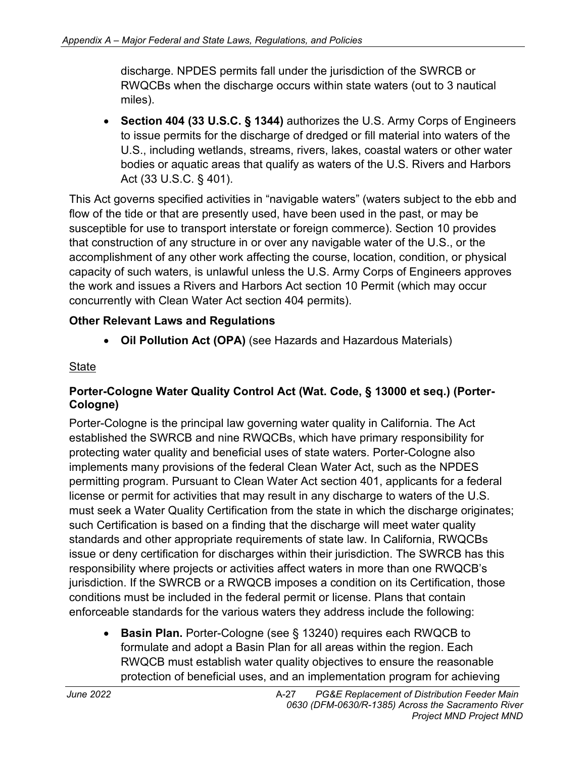discharge. NPDES permits fall under the jurisdiction of the SWRCB or RWQCBs when the discharge occurs within state waters (out to 3 nautical miles).

- **Section 404 (33 U.S.C. § 1344)** authorizes the U.S. Army Corps of Engineers to issue permits for the discharge of dredged or fill material into waters of the U.S., including wetlands, streams, rivers, lakes, coastal waters or other water bodies or aquatic areas that qualify as waters of the U.S. Rivers and Harbors Act (33 U.S.C. § 401).

This Act governs specified activities in "navigable waters" (waters subject to the ebb and flow of the tide or that are presently used, have been used in the past, or may be susceptible for use to transport interstate or foreign commerce). Section 10 provides that construction of any structure in or over any navigable water of the U.S., or the accomplishment of any other work affecting the course, location, condition, or physical capacity of such waters, is unlawful unless the U.S. Army Corps of Engineers approves the work and issues a Rivers and Harbors Act section 10 Permit (which may occur concurrently with Clean Water Act section 404 permits).

**Other Relevant Laws and Regulations**

- **Oil Pollution Act (OPA)** (see Hazards and Hazardous Materials)

<u>State</u>

**Porter-Cologne Water Quality Control Act (Wat. Code, § 13000 et seq.) (Porter-Cologne)**

Porter-Cologne is the principal law governing water quality in California. The Act established the SWRCB and nine RWQCBs, which have primary responsibility for protecting water quality and beneficial uses of state waters. Porter-Cologne also implements many provisions of the federal Clean Water Act, such as the NPDES permitting program. Pursuant to Clean Water Act section 401, applicants for a federal license or permit for activities that may result in any discharge to waters of the U.S. must seek a Water Quality Certification from the state in which the discharge originates; such Certification is based on a finding that the discharge will meet water quality standards and other appropriate requirements of state law. In California, RWQCBs issue or deny certification for discharges within their jurisdiction. The SWRCB has this responsibility where projects or activities affect waters in more than one RWQCB's jurisdiction. If the SWRCB or a RWQCB imposes a condition on its Certification, those conditions must be included in the federal permit or license. Plans that contain enforceable standards for the various waters they address include the following:

- **Basin Plan.** Porter-Cologne (see § 13240) requires each RWQCB to formulate and adopt a Basin Plan for all areas within the region. Each RWQCB must establish water quality objectives to ensure the reasonable protection of beneficial uses, and an implementation program for achieving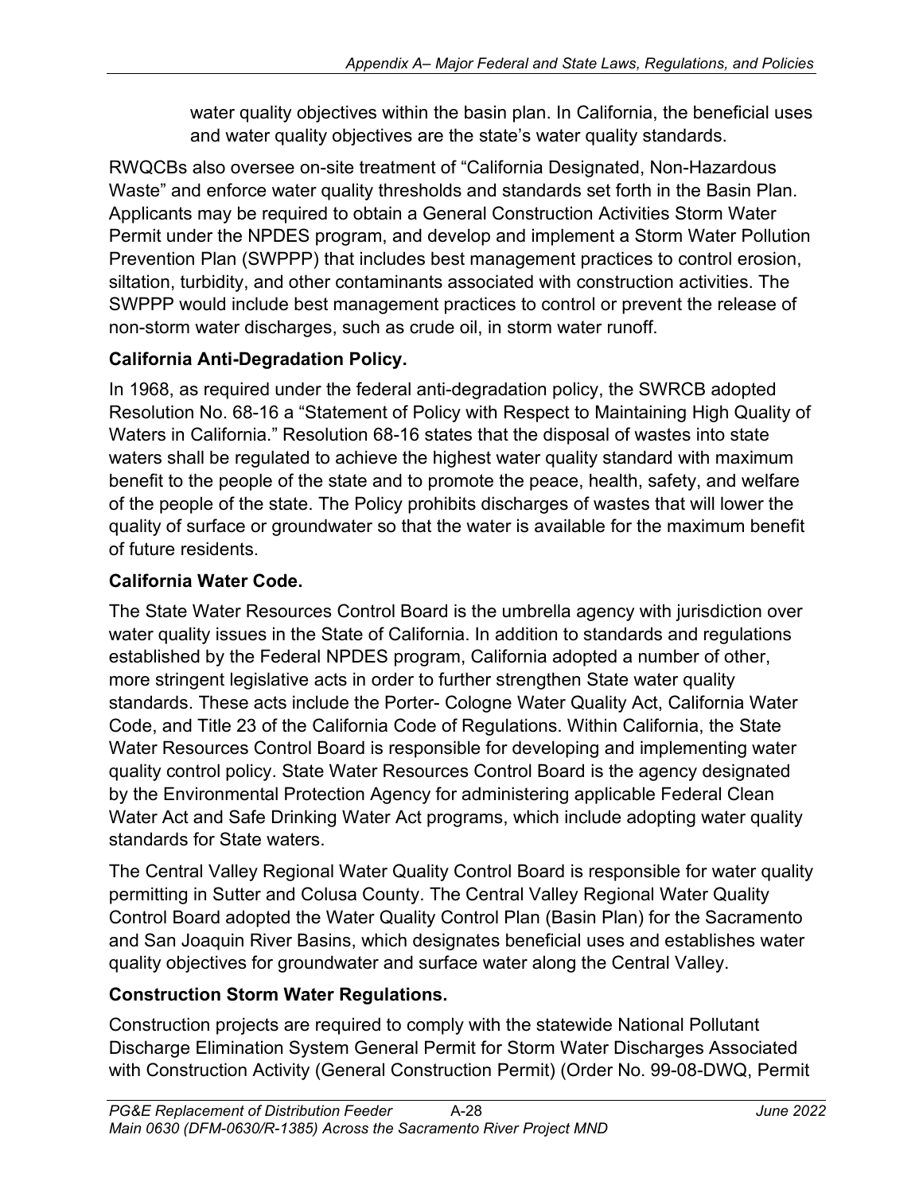water quality objectives within the basin plan. In California, the beneficial uses and water quality objectives are the state's water quality standards.

RWQCBs also oversee on-site treatment of "California Designated, Non-Hazardous Waste" and enforce water quality thresholds and standards set forth in the Basin Plan. Applicants may be required to obtain a General Construction Activities Storm Water Permit under the NPDES program, and develop and implement a Storm Water Pollution Prevention Plan (SWPPP) that includes best management practices to control erosion, siltation, turbidity, and other contaminants associated with construction activities. The SWPPP would include best management practices to control or prevent the release of non-storm water discharges, such as crude oil, in storm water runoff.

**California Anti-Degradation Policy.**

In 1968, as required under the federal anti-degradation policy, the SWRCB adopted Resolution No. 68-16 a "Statement of Policy with Respect to Maintaining High Quality of Waters in California." Resolution 68-16 states that the disposal of wastes into state waters shall be regulated to achieve the highest water quality standard with maximum benefit to the people of the state and to promote the peace, health, safety, and welfare of the people of the state. The Policy prohibits discharges of wastes that will lower the quality of surface or groundwater so that the water is available for the maximum benefit of future residents.

**California Water Code.**

The State Water Resources Control Board is the umbrella agency with jurisdiction over water quality issues in the State of California. In addition to standards and regulations established by the Federal NPDES program, California adopted a number of other, more stringent legislative acts in order to further strengthen State water quality standards. These acts include the Porter- Cologne Water Quality Act, California Water Code, and Title 23 of the California Code of Regulations. Within California, the State Water Resources Control Board is responsible for developing and implementing water quality control policy. State Water Resources Control Board is the agency designated by the Environmental Protection Agency for administering applicable Federal Clean Water Act and Safe Drinking Water Act programs, which include adopting water quality standards for State waters.

The Central Valley Regional Water Quality Control Board is responsible for water quality permitting in Sutter and Colusa County. The Central Valley Regional Water Quality Control Board adopted the Water Quality Control Plan (Basin Plan) for the Sacramento and San Joaquin River Basins, which designates beneficial uses and establishes water quality objectives for groundwater and surface water along the Central Valley.

**Construction Storm Water Regulations.**

Construction projects are required to comply with the statewide National Pollutant Discharge Elimination System General Permit for Storm Water Discharges Associated with Construction Activity (General Construction Permit) (Order No. 99-08-DWQ, Permit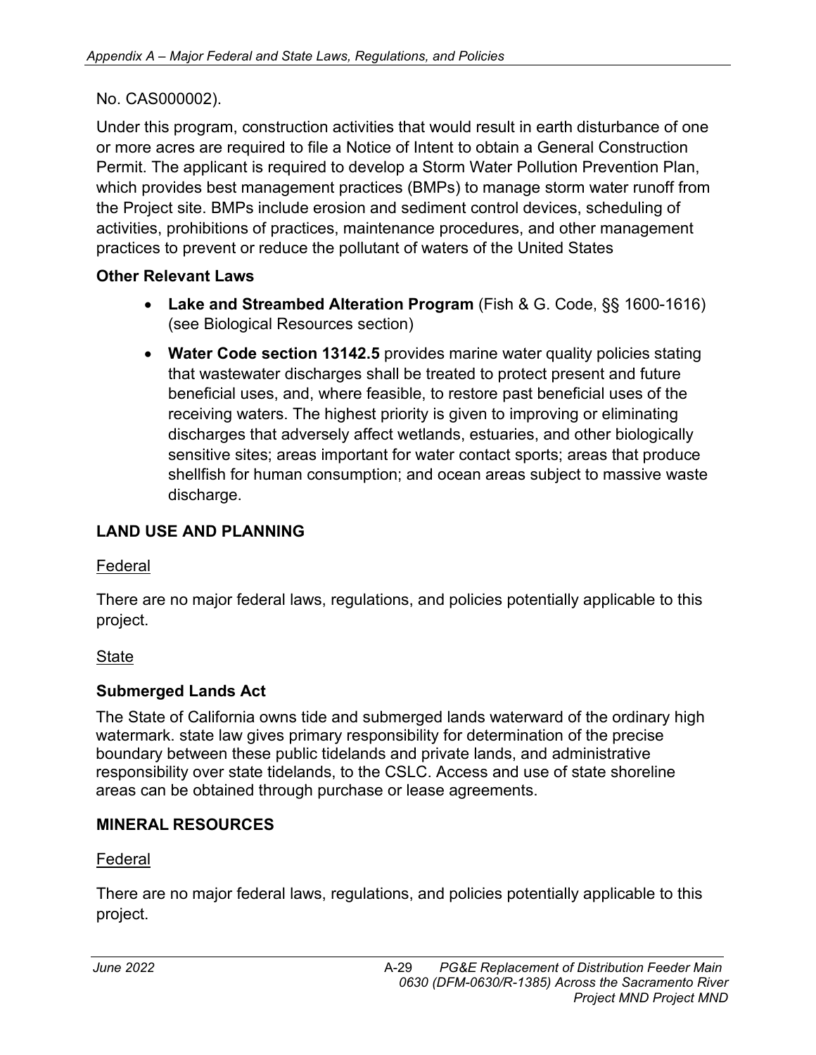No. CAS000002).

Under this program, construction activities that would result in earth disturbance of one or more acres are required to file a Notice of Intent to obtain a General Construction Permit. The applicant is required to develop a Storm Water Pollution Prevention Plan, which provides best management practices (BMPs) to manage storm water runoff from the Project site. BMPs include erosion and sediment control devices, scheduling of activities, prohibitions of practices, maintenance procedures, and other management practices to prevent or reduce the pollutant of waters of the United States

**Other Relevant Laws**

- **Lake and Streambed Alteration Program** (Fish & G. Code, §§ 1600-1616) (see Biological Resources section)
- **Water Code section 13142.5** provides marine water quality policies stating that wastewater discharges shall be treated to protect present and future beneficial uses, and, where feasible, to restore past beneficial uses of the receiving waters. The highest priority is given to improving or eliminating discharges that adversely affect wetlands, estuaries, and other biologically sensitive sites; areas important for water contact sports; areas that produce shellfish for human consumption; and ocean areas subject to massive waste discharge.

## LAND USE AND PLANNING

Federal

There are no major federal laws, regulations, and policies potentially applicable to this project.

State

**Submerged Lands Act**

The State of California owns tide and submerged lands waterward of the ordinary high watermark. state law gives primary responsibility for determination of the precise boundary between these public tidelands and private lands, and administrative responsibility over state tidelands, to the CSLC. Access and use of state shoreline areas can be obtained through purchase or lease agreements.

## MINERAL RESOURCES

Federal

There are no major federal laws, regulations, and policies potentially applicable to this project.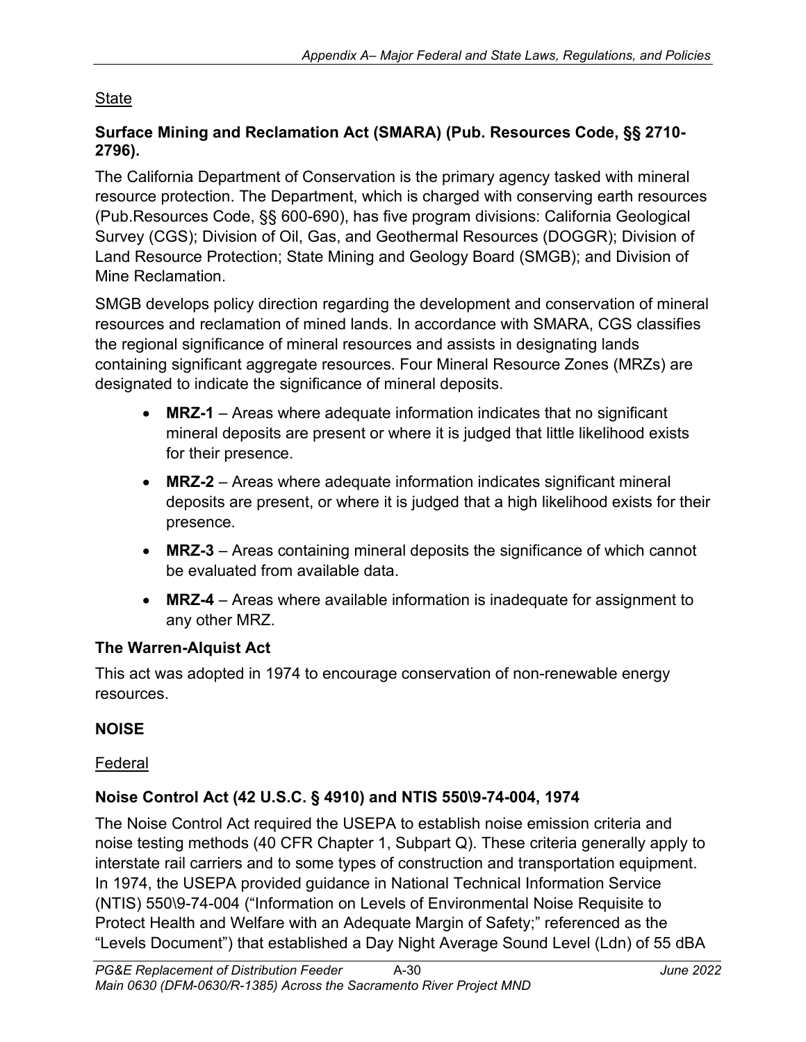State

### Surface Mining and Reclamation Act (SMARA) (Pub. Resources Code, §§ 2710-2796).

The California Department of Conservation is the primary agency tasked with mineral resource protection. The Department, which is charged with conserving earth resources (Pub.Resources Code, §§ 600-690), has five program divisions: California Geological Survey (CGS); Division of Oil, Gas, and Geothermal Resources (DOGGR); Division of Land Resource Protection; State Mining and Geology Board (SMGB); and Division of Mine Reclamation.

SMGB develops policy direction regarding the development and conservation of mineral resources and reclamation of mined lands. In accordance with SMARA, CGS classifies the regional significance of mineral resources and assists in designating lands containing significant aggregate resources. Four Mineral Resource Zones (MRZs) are designated to indicate the significance of mineral deposits.

- **MRZ-1** – Areas where adequate information indicates that no significant mineral deposits are present or where it is judged that little likelihood exists for their presence.
- **MRZ-2** – Areas where adequate information indicates significant mineral deposits are present, or where it is judged that a high likelihood exists for their presence.
- **MRZ-3** – Areas containing mineral deposits the significance of which cannot be evaluated from available data.
- **MRZ-4** – Areas where available information is inadequate for assignment to any other MRZ.

### The Warren-Alquist Act

This act was adopted in 1974 to encourage conservation of non-renewable energy resources.

## NOISE

Federal

### Noise Control Act (42 U.S.C. § 4910) and NTIS 550\9-74-004, 1974

The Noise Control Act required the USEPA to establish noise emission criteria and noise testing methods (40 CFR Chapter 1, Subpart Q). These criteria generally apply to interstate rail carriers and to some types of construction and transportation equipment. In 1974, the USEPA provided guidance in National Technical Information Service (NTIS) 550\9-74-004 ("Information on Levels of Environmental Noise Requisite to Protect Health and Welfare with an Adequate Margin of Safety;" referenced as the "Levels Document") that established a Day Night Average Sound Level (Ldn) of 55 dBA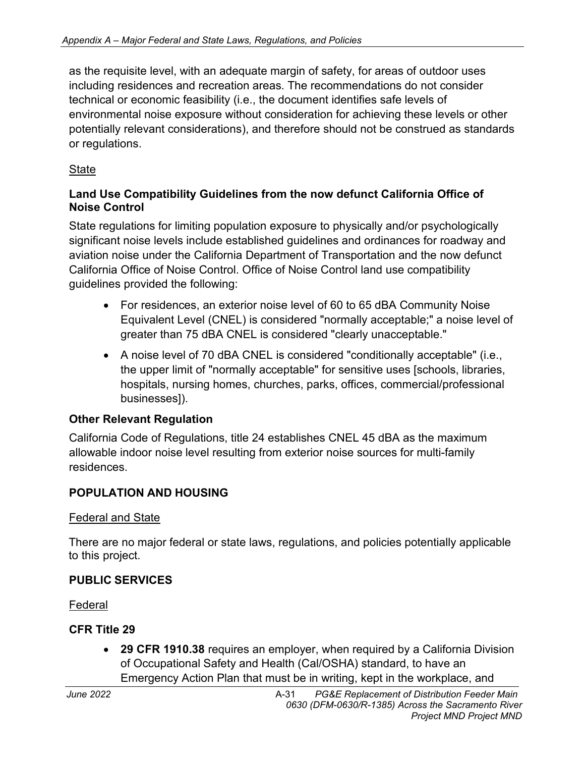as the requisite level, with an adequate margin of safety, for areas of outdoor uses including residences and recreation areas. The recommendations do not consider technical or economic feasibility (i.e., the document identifies safe levels of environmental noise exposure without consideration for achieving these levels or other potentially relevant considerations), and therefore should not be construed as standards or regulations.

State

**Land Use Compatibility Guidelines from the now defunct California Office of Noise Control**

State regulations for limiting population exposure to physically and/or psychologically significant noise levels include established guidelines and ordinances for roadway and aviation noise under the California Department of Transportation and the now defunct California Office of Noise Control. Office of Noise Control land use compatibility guidelines provided the following:

- For residences, an exterior noise level of 60 to 65 dBA Community Noise Equivalent Level (CNEL) is considered "normally acceptable;" a noise level of greater than 75 dBA CNEL is considered "clearly unacceptable."
- A noise level of 70 dBA CNEL is considered "conditionally acceptable" (i.e., the upper limit of "normally acceptable" for sensitive uses [schools, libraries, hospitals, nursing homes, churches, parks, offices, commercial/professional businesses]).

**Other Relevant Regulation**

California Code of Regulations, title 24 establishes CNEL 45 dBA as the maximum allowable indoor noise level resulting from exterior noise sources for multi-family residences.

## POPULATION AND HOUSING

Federal and State

There are no major federal or state laws, regulations, and policies potentially applicable to this project.

## PUBLIC SERVICES

Federal

**CFR Title 29**

- **29 CFR 1910.38** requires an employer, when required by a California Division of Occupational Safety and Health (Cal/OSHA) standard, to have an Emergency Action Plan that must be in writing, kept in the workplace, and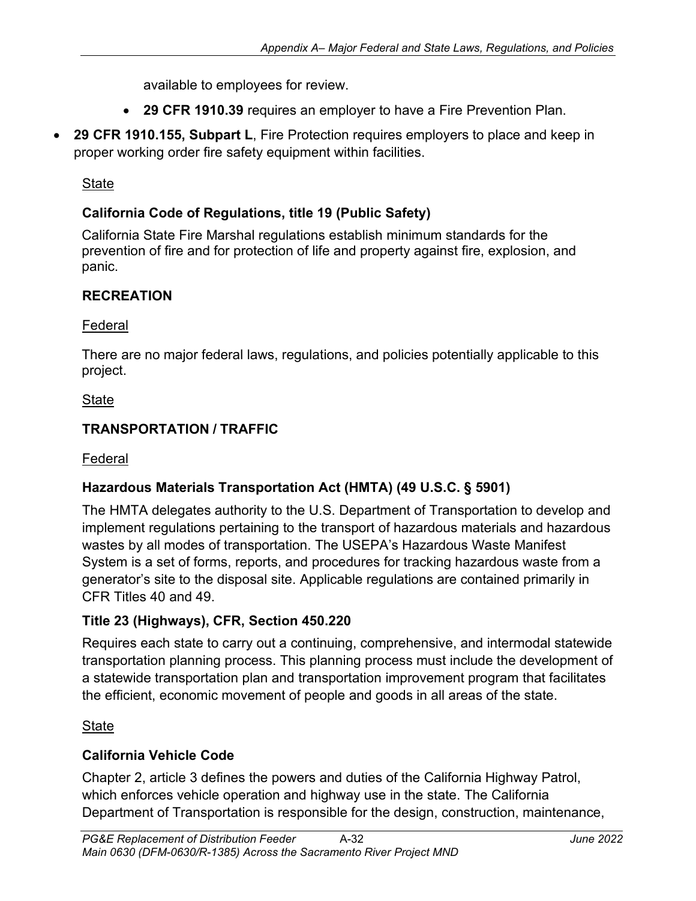available to employees for review.

- **29 CFR 1910.39** requires an employer to have a Fire Prevention Plan.

- **29 CFR 1910.155, Subpart L**, Fire Protection requires employers to place and keep in proper working order fire safety equipment within facilities.

State

**California Code of Regulations, title 19 (Public Safety)**

California State Fire Marshal regulations establish minimum standards for the prevention of fire and for protection of life and property against fire, explosion, and panic.

## RECREATION

Federal

There are no major federal laws, regulations, and policies potentially applicable to this project.

State

## TRANSPORTATION / TRAFFIC

Federal

**Hazardous Materials Transportation Act (HMTA) (49 U.S.C. § 5901)**

The HMTA delegates authority to the U.S. Department of Transportation to develop and implement regulations pertaining to the transport of hazardous materials and hazardous wastes by all modes of transportation. The USEPA's Hazardous Waste Manifest System is a set of forms, reports, and procedures for tracking hazardous waste from a generator's site to the disposal site. Applicable regulations are contained primarily in CFR Titles 40 and 49.

**Title 23 (Highways), CFR, Section 450.220**

Requires each state to carry out a continuing, comprehensive, and intermodal statewide transportation planning process. This planning process must include the development of a statewide transportation plan and transportation improvement program that facilitates the efficient, economic movement of people and goods in all areas of the state.

State

**California Vehicle Code**

Chapter 2, article 3 defines the powers and duties of the California Highway Patrol, which enforces vehicle operation and highway use in the state. The California Department of Transportation is responsible for the design, construction, maintenance,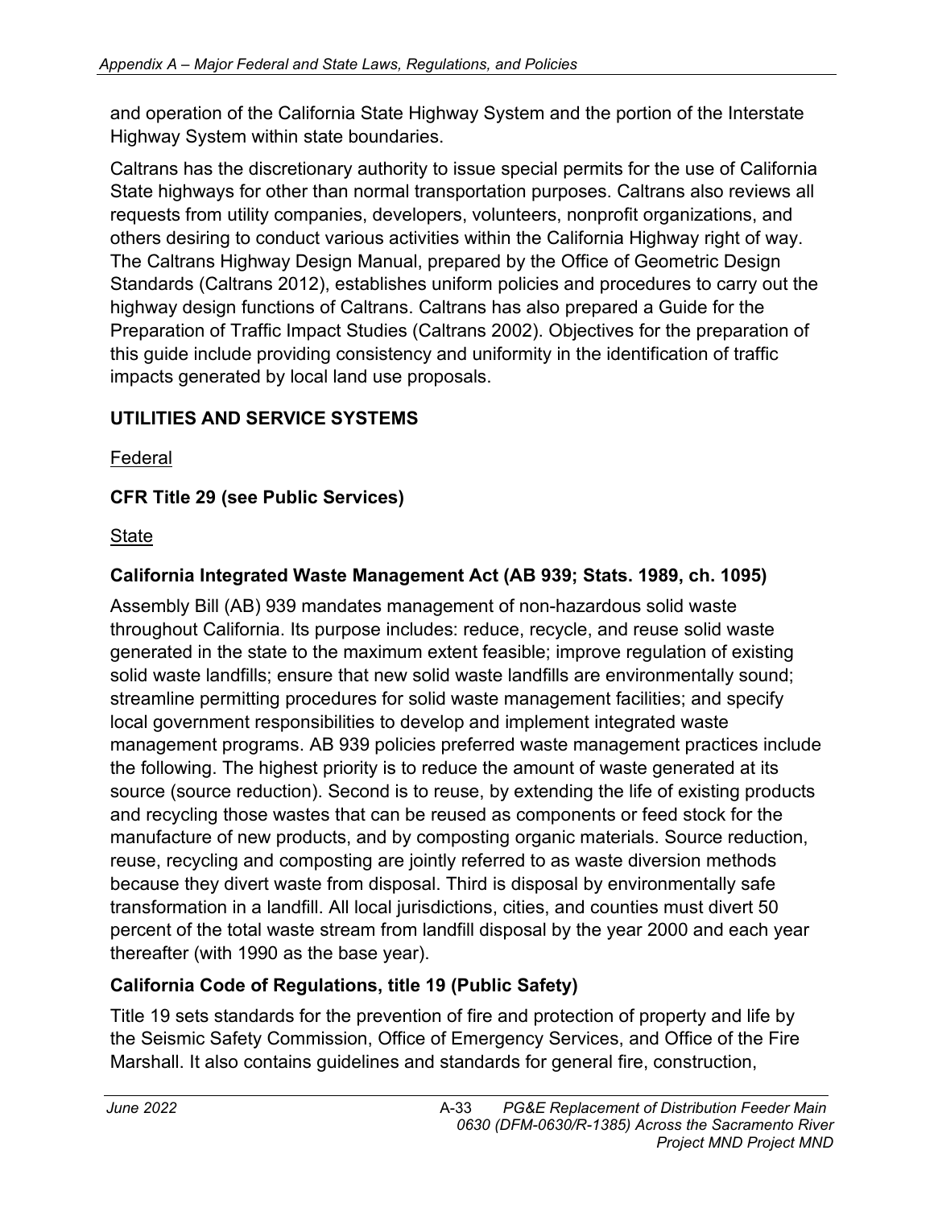and operation of the California State Highway System and the portion of the Interstate Highway System within state boundaries.

Caltrans has the discretionary authority to issue special permits for the use of California State highways for other than normal transportation purposes. Caltrans also reviews all requests from utility companies, developers, volunteers, nonprofit organizations, and others desiring to conduct various activities within the California Highway right of way. The Caltrans Highway Design Manual, prepared by the Office of Geometric Design Standards (Caltrans 2012), establishes uniform policies and procedures to carry out the highway design functions of Caltrans. Caltrans has also prepared a Guide for the Preparation of Traffic Impact Studies (Caltrans 2002). Objectives for the preparation of this guide include providing consistency and uniformity in the identification of traffic impacts generated by local land use proposals.

## UTILITIES AND SERVICE SYSTEMS

Federal

**CFR Title 29 (see Public Services)**

State

**California Integrated Waste Management Act (AB 939; Stats. 1989, ch. 1095)**

Assembly Bill (AB) 939 mandates management of non-hazardous solid waste throughout California. Its purpose includes: reduce, recycle, and reuse solid waste generated in the state to the maximum extent feasible; improve regulation of existing solid waste landfills; ensure that new solid waste landfills are environmentally sound; streamline permitting procedures for solid waste management facilities; and specify local government responsibilities to develop and implement integrated waste management programs. AB 939 policies preferred waste management practices include the following. The highest priority is to reduce the amount of waste generated at its source (source reduction). Second is to reuse, by extending the life of existing products and recycling those wastes that can be reused as components or feed stock for the manufacture of new products, and by composting organic materials. Source reduction, reuse, recycling and composting are jointly referred to as waste diversion methods because they divert waste from disposal. Third is disposal by environmentally safe transformation in a landfill. All local jurisdictions, cities, and counties must divert 50 percent of the total waste stream from landfill disposal by the year 2000 and each year thereafter (with 1990 as the base year).

**California Code of Regulations, title 19 (Public Safety)**

Title 19 sets standards for the prevention of fire and protection of property and life by the Seismic Safety Commission, Office of Emergency Services, and Office of the Fire Marshall. It also contains guidelines and standards for general fire, construction,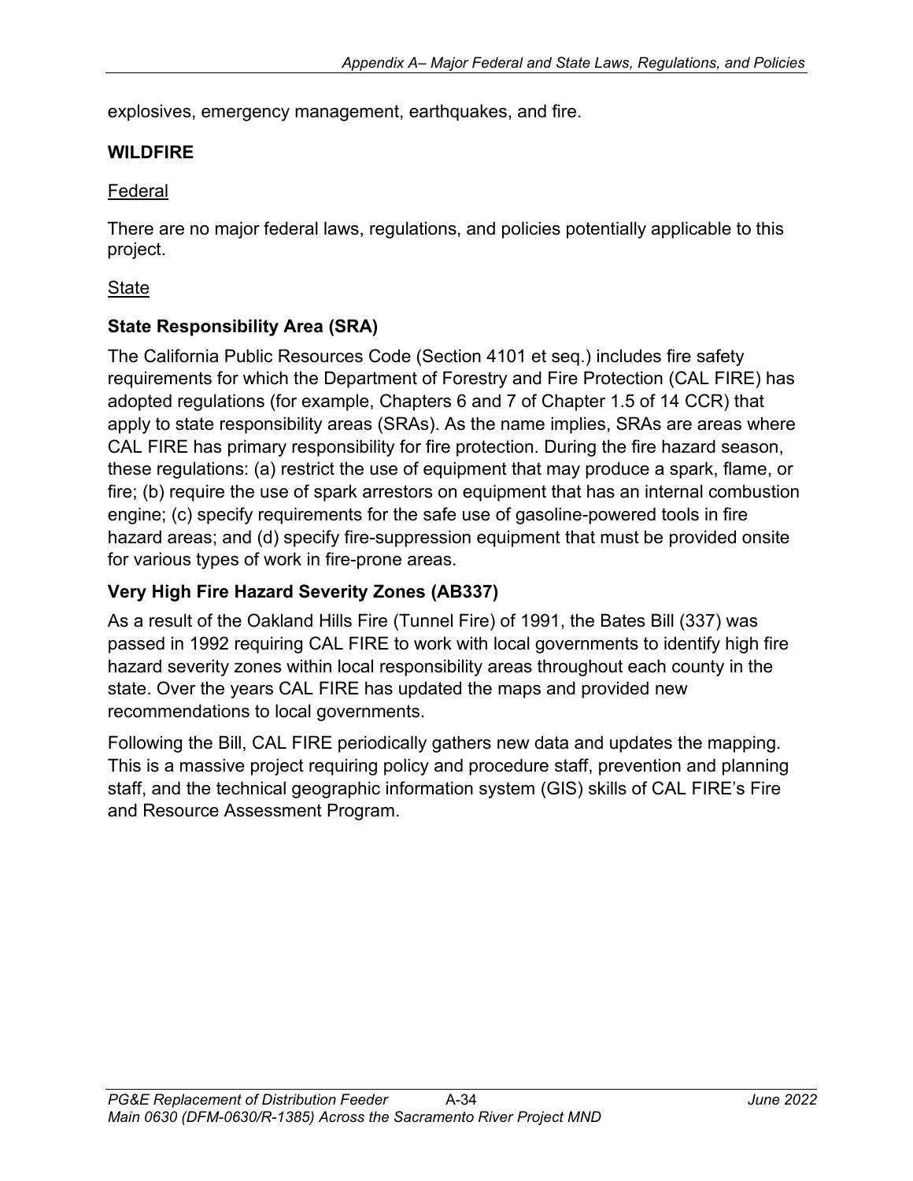explosives, emergency management, earthquakes, and fire.

## WILDFIRE

### Federal

There are no major federal laws, regulations, and policies potentially applicable to this project.

### State

#### State Responsibility Area (SRA)

The California Public Resources Code (Section 4101 et seq.) includes fire safety requirements for which the Department of Forestry and Fire Protection (CAL FIRE) has adopted regulations (for example, Chapters 6 and 7 of Chapter 1.5 of 14 CCR) that apply to state responsibility areas (SRAs). As the name implies, SRAs are areas where CAL FIRE has primary responsibility for fire protection. During the fire hazard season, these regulations: (a) restrict the use of equipment that may produce a spark, flame, or fire; (b) require the use of spark arrestors on equipment that has an internal combustion engine; (c) specify requirements for the safe use of gasoline-powered tools in fire hazard areas; and (d) specify fire-suppression equipment that must be provided onsite for various types of work in fire-prone areas.

#### Very High Fire Hazard Severity Zones (AB337)

As a result of the Oakland Hills Fire (Tunnel Fire) of 1991, the Bates Bill (337) was passed in 1992 requiring CAL FIRE to work with local governments to identify high fire hazard severity zones within local responsibility areas throughout each county in the state. Over the years CAL FIRE has updated the maps and provided new recommendations to local governments.

Following the Bill, CAL FIRE periodically gathers new data and updates the mapping. This is a massive project requiring policy and procedure staff, prevention and planning staff, and the technical geographic information system (GIS) skills of CAL FIRE's Fire and Resource Assessment Program.